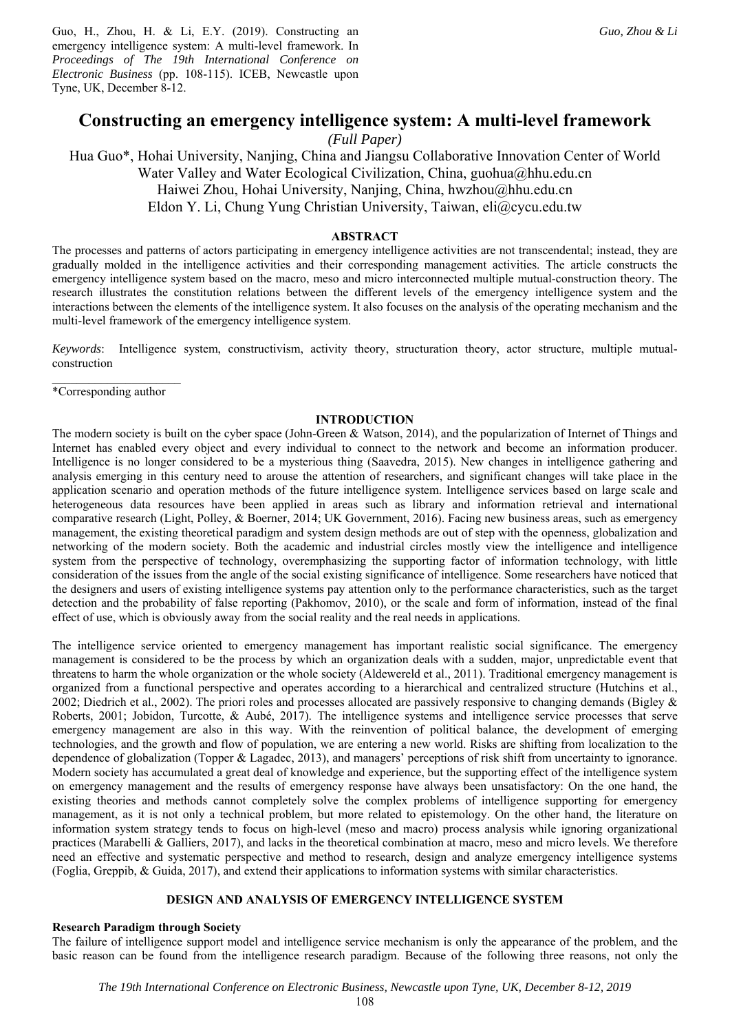Guo, H., Zhou, H. & Li, E.Y. (2019). Constructing an emergency intelligence system: A multi-level framework. In *Proceedings of The 19th International Conference on Electronic Business* (pp. 108-115). ICEB, Newcastle upon Tyne, UK, December 8-12.

# Constructing an emergency intelligence system: A multi-level framework

*(Full Paper)*

Hua Guo*, Hohai University, Nanjing, China and Jiangsu Collaborative Innovation Center of World Water Valley and Water Ecological Civilization, China, guohua@hhu.edu.cn
Haiwei Zhou, Hohai University, Nanjing, China, hwzhou@hhu.edu.cn
Eldon Y. Li, Chung Yung Christian University, Taiwan, eli@cycu.edu.tw

## ABSTRACT

The processes and patterns of actors participating in emergency intelligence activities are not transcendental; instead, they are gradually molded in the intelligence activities and their corresponding management activities. The article constructs the emergency intelligence system based on the macro, meso and micro interconnected multiple mutual-construction theory. The research illustrates the constitution relations between the different levels of the emergency intelligence system and the interactions between the elements of the intelligence system. It also focuses on the analysis of the operating mechanism and the multi-level framework of the emergency intelligence system.

*Keywords*: Intelligence system, constructivism, activity theory, structuration theory, actor structure, multiple mutual-construction

*Corresponding author

## INTRODUCTION

The modern society is built on the cyber space (John-Green & Watson, 2014), and the popularization of Internet of Things and Internet has enabled every object and every individual to connect to the network and become an information producer. Intelligence is no longer considered to be a mysterious thing (Saavedra, 2015). New changes in intelligence gathering and analysis emerging in this century need to arouse the attention of researchers, and significant changes will take place in the application scenario and operation methods of the future intelligence system. Intelligence services based on large scale and heterogeneous data resources have been applied in areas such as library and information retrieval and international comparative research (Light, Polley, & Boerner, 2014; UK Government, 2016). Facing new business areas, such as emergency management, the existing theoretical paradigm and system design methods are out of step with the openness, globalization and networking of the modern society. Both the academic and industrial circles mostly view the intelligence and intelligence system from the perspective of technology, overemphasizing the supporting factor of information technology, with little consideration of the issues from the angle of the social existing significance of intelligence. Some researchers have noticed that the designers and users of existing intelligence systems pay attention only to the performance characteristics, such as the target detection and the probability of false reporting (Pakhomov, 2010), or the scale and form of information, instead of the final effect of use, which is obviously away from the social reality and the real needs in applications.

The intelligence service oriented to emergency management has important realistic social significance. The emergency management is considered to be the process by which an organization deals with a sudden, major, unpredictable event that threatens to harm the whole organization or the whole society (Aldewereld et al., 2011). Traditional emergency management is organized from a functional perspective and operates according to a hierarchical and centralized structure (Hutchins et al., 2002; Diedrich et al., 2002). The priori roles and processes allocated are passively responsive to changing demands (Bigley & Roberts, 2001; Jobidon, Turcotte, & Aubé, 2017). The intelligence systems and intelligence service processes that serve emergency management are also in this way. With the reinvention of political balance, the development of emerging technologies, and the growth and flow of population, we are entering a new world. Risks are shifting from localization to the dependence of globalization (Topper & Lagadec, 2013), and managers' perceptions of risk shift from uncertainty to ignorance. Modern society has accumulated a great deal of knowledge and experience, but the supporting effect of the intelligence system on emergency management and the results of emergency response have always been unsatisfactory: On the one hand, the existing theories and methods cannot completely solve the complex problems of intelligence supporting for emergency management, as it is not only a technical problem, but more releated to epistemology. On the other hand, the literature on information system strategy tends to focus on high-level (meso and macro) process analysis while ignoring organizational practices (Marabelli & Galliers, 2017), and lacks in the theoretical combination at macro, meso and micro levels. We therefore need an effective and systematic perspective and method to research, design and analyze emergency intelligence systems (Foglia, Greppib, & Guida, 2017), and extend their applications to information systems with similar characteristics.

## DESIGN AND ANALYSIS OF EMERGENCY INTELLIGENCE SYSTEM

### Research Paradigm through Society

The failure of intelligence support model and intelligence service mechanism is only the appearance of the problem, and the basic reason can be found from the intelligence research paradigm. Because of the following three reasons, not only the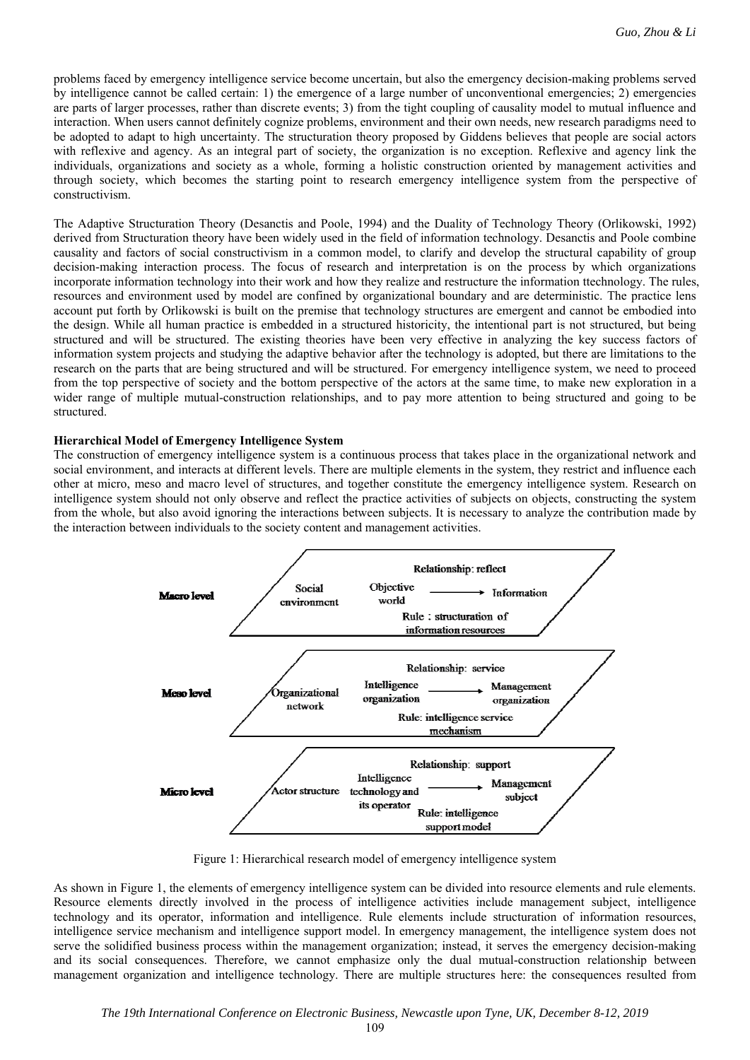problems faced by emergency intelligence service become uncertain, but also the emergency decision-making problems served by intelligence cannot be called certain: 1) the emergence of a large number of unconventional emergencies; 2) emergencies are parts of larger processes, rather than discrete events; 3) from the tight coupling of causality model to mutual influence and interaction. When users cannot definitely cognize problems, environment and their own needs, new research paradigms need to be adopted to adapt to high uncertainty. The structuration theory proposed by Giddens believes that people are social actors with reflexive and agency. As an integral part of society, the organization is no exception. Reflexive and agency link the individuals, organizations and society as a whole, forming a holistic construction oriented by management activities and through society, which becomes the starting point to research emergency intelligence system from the perspective of constructivism.

The Adaptive Structuration Theory (Desanctis and Poole, 1994) and the Duality of Technology Theory (Orlikowski, 1992) derived from Structuration theory have been widely used in the field of information technology. Desanctis and Poole combine causality and factors of social constructivism in a common model, to clarify and develop the structural capability of group decision-making interaction process. The focus of research and interpretation is on the process by which organizations incorporate information technology into their work and how they realize and restructure the information ttechnology. The rules, resources and environment used by model are confined by organizational boundary and are deterministic. The practice lens account put forth by Orlikowski is built on the premise that technology structures are emergent and cannot be embodied into the design. While all human practice is embedded in a structured historicity, the intentional part is not structured, but being structured and will be structured. The existing theories have been very effective in analyzing the key success factors of information system projects and studying the adaptive behavior after the technology is adopted, but there are limitations to the research on the parts that are being structured and will be structured. For emergency intelligence system, we need to proceed from the top perspective of society and the bottom perspective of the actors at the same time, to make new exploration in a wider range of multiple mutual-construction relationships, and to pay more attention to being structured and going to be structured.

**Hierarchical Model of Emergency Intelligence System**

The construction of emergency intelligence system is a continuous process that takes place in the organizational network and social environment, and interacts at different levels. There are multiple elements in the system, they restrict and influence each other at micro, meso and macro level of structures, and together constitute the emergency intelligence system. Research on intelligence system should not only observe and reflect the practice activities of subjects on objects, constructing the system from the whole, but also avoid ignoring the interactions between subjects. It is necessary to analyze the contribution made by the interaction between individuals to the society content and management activities.

Macro level — Social environment — Relationship: reflect — Objective world → Information — Rule: structuration of information resources

Meso level — Organizational network — Relationship: service — Intelligence organization → Management organization — Rule: intelligence service mechanism

Micro level — Actor structure — Relationship: support — Intelligence technology and its operator → Management subject — Rule: intelligence support model

Figure 1: Hierarchical research model of emergency intelligence system

As shown in Figure 1, the elements of emergency intelligence system can be divided into resource elements and rule elements. Resource elements directly involved in the process of intelligence activities include management subject, intelligence technology and its operator, information and intelligence. Rule elements include structuration of information resources, intelligence service mechanism and intelligence support model. In emergency management, the intelligence system does not serve the solidified business process within the management organization; instead, it serves the emergency decision-making and its social consequences. Therefore, we cannot emphasize only the dual mutual-construction relationship between management organization and intelligence technology. There are multiple structures here: the consequences resulted from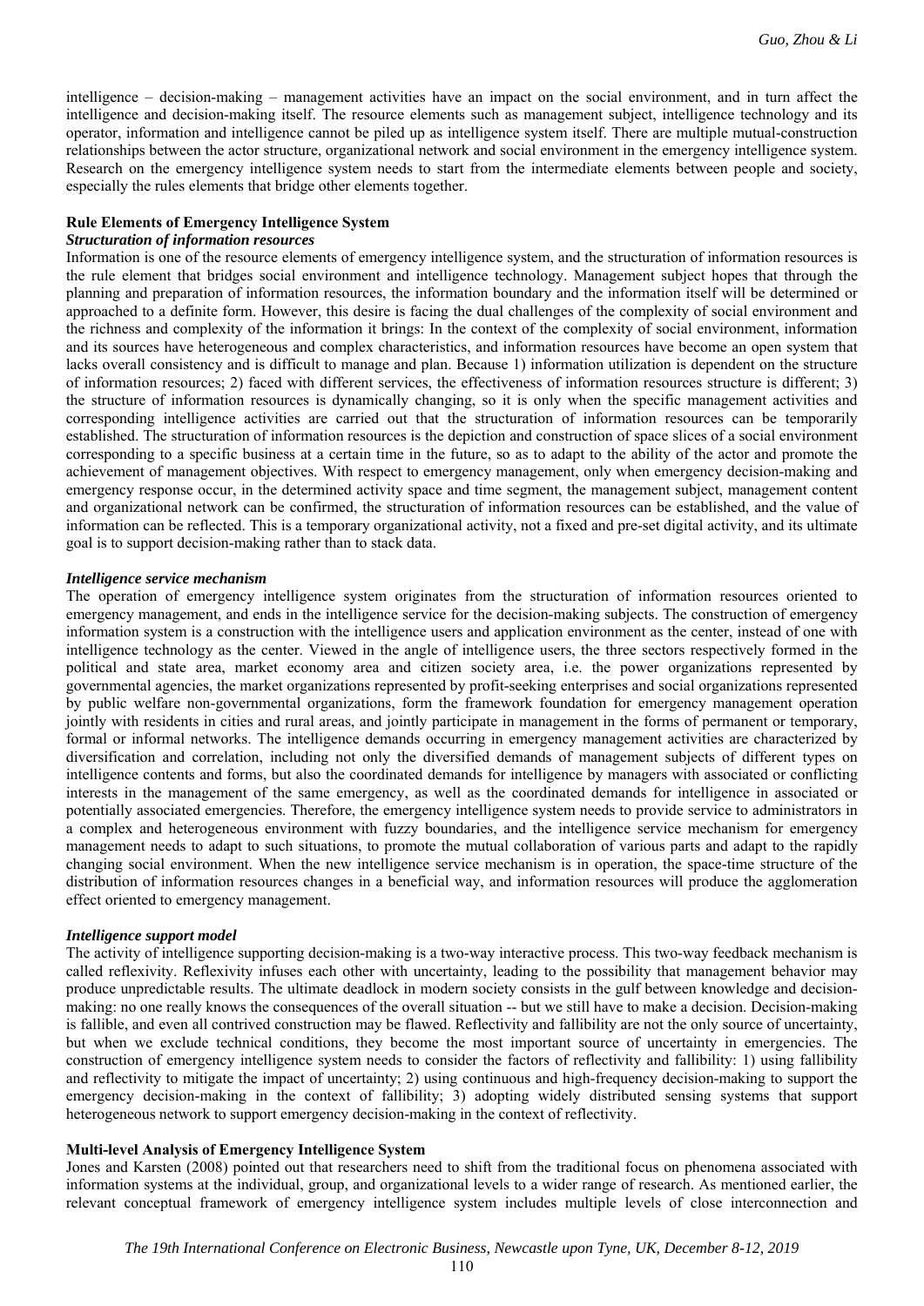intelligence – decision-making – management activities have an impact on the social environment, and in turn affect the intelligence and decision-making itself. The resource elements such as management subject, intelligence technology and its operator, information and intelligence cannot be piled up as intelligence system itself. There are multiple mutual-construction relationships between the actor structure, organizational network and social environment in the emergency intelligence system. Research on the emergency intelligence system needs to start from the intermediate elements between people and society, especially the rules elements that bridge other elements together.

## Rule Elements of Emergency Intelligence System

### *Structuration of information resources*

Information is one of the resource elements of emergency intelligence system, and the structuration of information resources is the rule element that bridges social environment and intelligence technology. Management subject hopes that through the planning and preparation of information resources, the information boundary and the information itself will be determined or approached to a definite form. However, this desire is facing the dual challenges of the complexity of social environment and the richness and complexity of the information it brings: In the context of the complexity of social environment, information and its sources have heterogeneous and complex characteristics, and information resources have become an open system that lacks overall consistency and is difficult to manage and plan. Because 1) information utilization is dependent on the structure of information resources; 2) faced with different services, the effectiveness of information resources structure is different; 3) the structure of information resources is dynamically changing, so it is only when the specific management activities and corresponding intelligence activities are carried out that the structuration of information resources can be temporarily established. The structuration of information resources is the depiction and construction of space slices of a social environment corresponding to a specific business at a certain time in the future, so as to adapt to the ability of the actor and promote the achievement of management objectives. With respect to emergency management, only when emergency decision-making and emergency response occur, in the determined activity space and time segment, the management subject, management content and organizational network can be confirmed, the structuration of information resources can be established, and the value of information can be reflected. This is a temporary organizational activity, not a fixed and pre-set digital activity, and its ultimate goal is to support decision-making rather than to stack data.

### *Intelligence service mechanism*

The operation of emergency intelligence system originates from the structuration of information resources oriented to emergency management, and ends in the intelligence service for the decision-making subjects. The construction of emergency information system is a construction with the intelligence users and application environment as the center, instead of one with intelligence technology as the center. Viewed in the angle of intelligence users, the three sectors respectively formed in the political and state area, market economy area and citizen society area, i.e. the power organizations represented by governmental agencies, the market organizations represented by profit-seeking enterprises and social organizations represented by public welfare non-governmental organizations, form the framework foundation for emergency management operation jointly with residents in cities and rural areas, and jointly participate in management in the forms of permanent or temporary, formal or informal networks. The intelligence demands occurring in emergency management activities are characterized by diversification and correlation, including not only the diversified demands of management subjects of different types on intelligence contents and forms, but also the coordinated demands for intelligence by managers with associated or conflicting interests in the management of the same emergency, as well as the coordinated demands for intelligence in associated or potentially associated emergencies. Therefore, the emergency intelligence system needs to provide service to administrators in a complex and heterogeneous environment with fuzzy boundaries, and the intelligence service mechanism for emergency management needs to adapt to such situations, to promote the mutual collaboration of various parts and adapt to the rapidly changing social environment. When the new intelligence service mechanism is in operation, the space-time structure of the distribution of information resources changes in a beneficial way, and information resources will produce the agglomeration effect oriented to emergency management.

### *Intelligence support model*

The activity of intelligence supporting decision-making is a two-way interactive process. This two-way feedback mechanism is called reflexivity. Reflexivity infuses each other with uncertainty, leading to the possibility that management behavior may produce unpredictable results. The ultimate deadlock in modern society consists in the gulf between knowledge and decision-making: no one really knows the consequences of the overall situation -- but we still have to make a decision. Decision-making is fallible, and even all contrived construction may be flawed. Reflectivity and fallibility are not the only source of uncertainty, but when we exclude technical conditions, they become the most important source of uncertainty in emergencies. The construction of emergency intelligence system needs to consider the factors of reflectivity and fallibility: 1) using fallibility and reflectivity to mitigate the impact of uncertainty; 2) using continuous and high-frequency decision-making to support the emergency decision-making in the context of fallibility; 3) adopting widely distributed sensing systems that support heterogeneous network to support emergency decision-making in the context of reflectivity.

## Multi-level Analysis of Emergency Intelligence System

Jones and Karsten (2008) pointed out that researchers need to shift from the traditional focus on phenomena associated with information systems at the individual, group, and organizational levels to a wider range of research. As mentioned earlier, the relevant conceptual framework of emergency intelligence system includes multiple levels of close interconnection and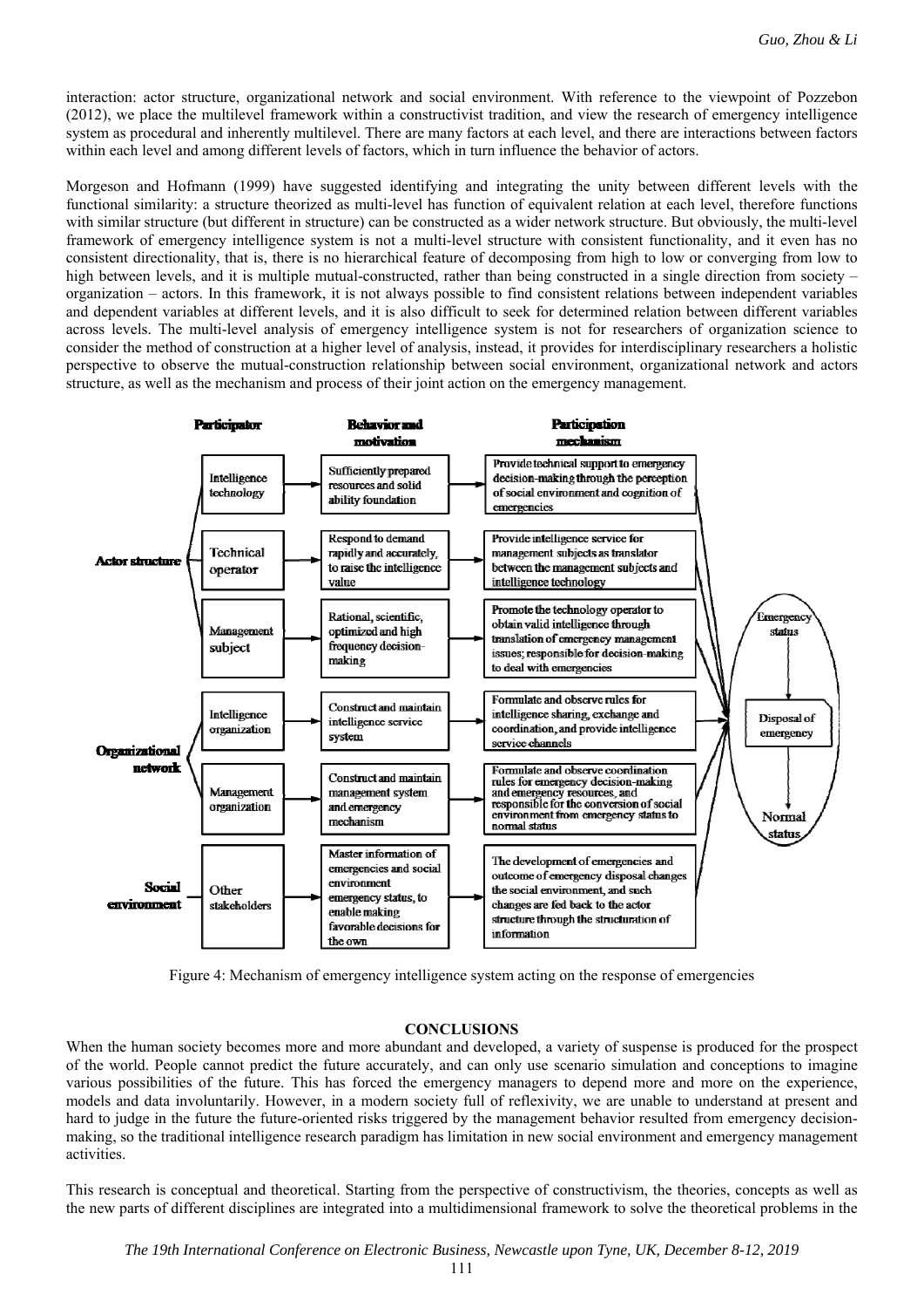interaction: actor structure, organizational network and social environment. With reference to the viewpoint of Pozzebon (2012), we place the multilevel framework within a constructivist tradition, and view the research of emergency intelligence system as procedural and inherently multilevel. There are many factors at each level, and there are interactions between factors within each level and among different levels of factors, which in turn influence the behavior of actors.

Morgeson and Hofmann (1999) have suggested identifying and integrating the unity between different levels with the functional similarity: a structure theorized as multi-level has function of equivalent relation at each level, therefore functions with similar structure (but different in structure) can be constructed as a wider network structure. But obviously, the multi-level framework of emergency intelligence system is not a multi-level structure with consistent functionality, and it even has no consistent directionality, that is, there is no hierarchical feature of decomposing from high to low or converging from low to high between levels, and it is multiple mutual-constructed, rather than being constructed in a single direction from society – organization – actors. In this framework, it is not always possible to find consistent relations between independent variables and dependent variables at different levels, and it is also difficult to seek for determined relation between different variables across levels. The multi-level analysis of emergency intelligence system is not for researchers of organization science to consider the method of construction at a higher level of analysis, instead, it provides for interdisciplinary researchers a holistic perspective to observe the mutual-construction relationship between social environment, organizational network and actors structure, as well as the mechanism and process of their joint action on the emergency management.

| | Participator | Behavior and motivation | Participation mechanism |
|---|---|---|---|
| Actor structure | Intelligence technology | Sufficiently prepared resources and solid ability foundation | Provide technical support to emergency decision-making through the perception of social environment and cognition of emergencies |
| | Technical operator | Respond to demand rapidly and accurately, to raise the intelligence value | Provide intelligence service for management subjects as translator between the management subjects and intelligence technology |
| | Management subject | Rational, scientific, optimized and high frequency decision-making | Promote the technology operator to obtain valid intelligence through translation of emergency management issues; responsible for decision-making to deal with emergencies |
| Organizational network | Intelligence organization | Construct and maintain intelligence service system | Formulate and observe rules for intelligence sharing, exchange and coordination, and provide intelligence service channels |
| | Management organization | Construct and maintain management system and emergency mechanism | Formulate and observe coordination rules for emergency decision-making and emergency resources, and responsible for the conversion of social environment from emergency status to normal status |
| Social environment | Other stakeholders | Master information of emergencies and social environment emergency status, to enable making favorable decisions for the own | The development of emergencies and outcome of emergency disposal changes the social environment, and such changes are fed back to the actor structure through the structuration of information |

Emergency status → Disposal of emergency → Normal status

Figure 4: Mechanism of emergency intelligence system acting on the response of emergencies

## CONCLUSIONS

When the human society becomes more and more abundant and developed, a variety of suspense is produced for the prospect of the world. People cannot predict the future accurately, and can only use scenario simulation and conceptions to imagine various possibilities of the future. This has forced the emergency managers to depend more and more on the experience, models and data involuntarily. However, in a modern society full of reflexivity, we are unable to understand at present and hard to judge in the future the future-oriented risks triggered by the management behavior resulted from emergency decision-making, so the traditional intelligence research paradigm has limitation in new social environment and emergency management activities.

This research is conceptual and theoretical. Starting from the perspective of constructivism, the theories, concepts as well as the new parts of different disciplines are integrated into a multidimensional framework to solve the theoretical problems in the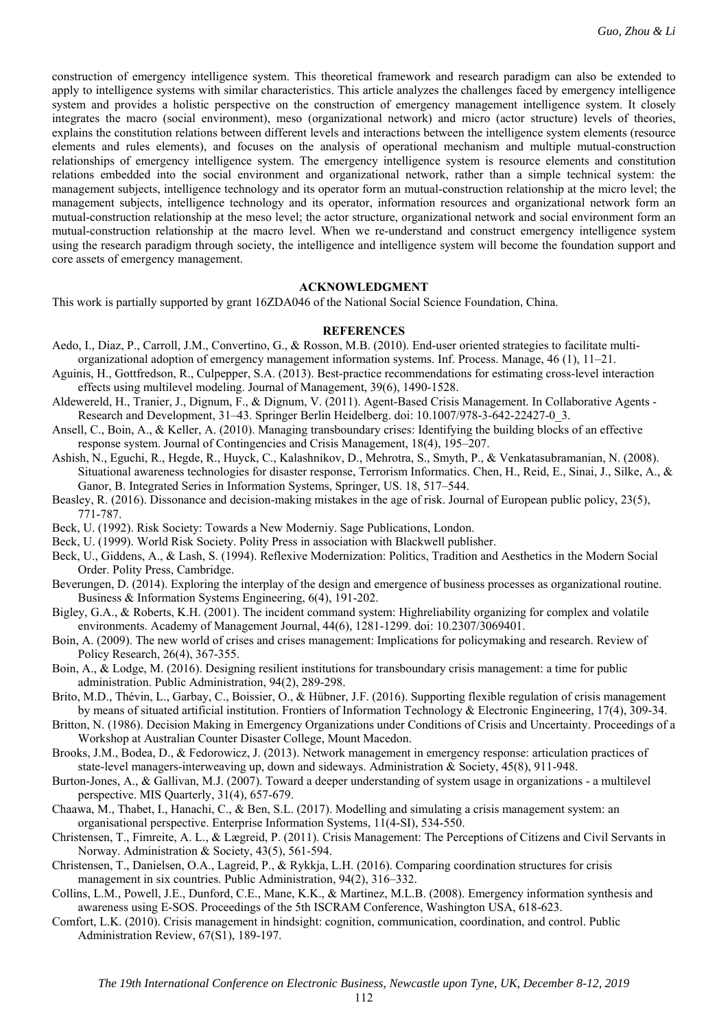construction of emergency intelligence system. This theoretical framework and research paradigm can also be extended to apply to intelligence systems with similar characteristics. This article analyzes the challenges faced by emergency intelligence system and provides a holistic perspective on the construction of emergency management intelligence system. It closely integrates the macro (social environment), meso (organizational network) and micro (actor structure) levels of theories, explains the constitution relations between different levels and interactions between the intelligence system elements (resource elements and rules elements), and focuses on the analysis of operational mechanism and multiple mutual-construction relationships of emergency intelligence system. The emergency intelligence system is resource elements and constitution relations embedded into the social environment and organizational network, rather than a simple technical system: the management subjects, intelligence technology and its operator form an mutual-construction relationship at the micro level; the management subjects, intelligence technology and its operator, information resources and organizational network form an mutual-construction relationship at the meso level; the actor structure, organizational network and social environment form an mutual-construction relationship at the macro level. When we re-understand and construct emergency intelligence system using the research paradigm through society, the intelligence and intelligence system will become the foundation support and core assets of emergency management.

## ACKNOWLEDGMENT

This work is partially supported by grant 16ZDA046 of the National Social Science Foundation, China.

## REFERENCES

Aedo, I., Diaz, P., Carroll, J.M., Convertino, G., & Rosson, M.B. (2010). End-user oriented strategies to facilitate multi-organizational adoption of emergency management information systems. Inf. Process. Manage, 46 (1), 11–21.

Aguinis, H., Gottfredson, R., Culpepper, S.A. (2013). Best-practice recommendations for estimating cross-level interaction effects using multilevel modeling. Journal of Management, 39(6), 1490-1528.

Aldewereld, H., Tranier, J., Dignum, F., & Dignum, V. (2011). Agent-Based Crisis Management. In Collaborative Agents - Research and Development, 31–43. Springer Berlin Heidelberg. doi: 10.1007/978-3-642-22427-0_3.

Ansell, C., Boin, A., & Keller, A. (2010). Managing transboundary crises: Identifying the building blocks of an effective response system. Journal of Contingencies and Crisis Management, 18(4), 195–207.

Ashish, N., Eguchi, R., Hegde, R., Huyck, C., Kalashnikov, D., Mehrotra, S., Smyth, P., & Venkatasubramanian, N. (2008). Situational awareness technologies for disaster response, Terrorism Informatics. Chen, H., Reid, E., Sinai, J., Silke, A., & Ganor, B. Integrated Series in Information Systems, Springer, US. 18, 517–544.

Beasley, R. (2016). Dissonance and decision-making mistakes in the age of risk. Journal of European public policy, 23(5), 771-787.

Beck, U. (1992). Risk Society: Towards a New Moderniy. Sage Publications, London.

Beck, U. (1999). World Risk Society. Polity Press in association with Blackwell publisher.

Beck, U., Giddens, A., & Lash, S. (1994). Reflexive Modernization: Politics, Tradition and Aesthetics in the Modern Social Order. Polity Press, Cambridge.

Beverungen, D. (2014). Exploring the interplay of the design and emergence of business processes as organizational routine. Business & Information Systems Engineering, 6(4), 191-202.

Bigley, G.A., & Roberts, K.H. (2001). The incident command system: Highreliability organizing for complex and volatile environments. Academy of Management Journal, 44(6), 1281-1299. doi: 10.2307/3069401.

Boin, A. (2009). The new world of crises and crises management: Implications for policymaking and research. Review of Policy Research, 26(4), 367-355.

Boin, A., & Lodge, M. (2016). Designing resilient institutions for transboundary crisis management: a time for public administration. Public Administration, 94(2), 289-298.

Brito, M.D., Thévin, L., Garbay, C., Boissier, O., & Hübner, J.F. (2016). Supporting flexible regulation of crisis management by means of situated artificial institution. Frontiers of Information Technology & Electronic Engineering, 17(4), 309-34.

Britton, N. (1986). Decision Making in Emergency Organizations under Conditions of Crisis and Uncertainty. Proceedings of a Workshop at Australian Counter Disaster College, Mount Macedon.

Brooks, J.M., Bodea, D., & Fedorowicz, J. (2013). Network management in emergency response: articulation practices of state-level managers-interweaving up, down and sideways. Administration & Society, 45(8), 911-948.

Burton-Jones, A., & Gallivan, M.J. (2007). Toward a deeper understanding of system usage in organizations - a multilevel perspective. MIS Quarterly, 31(4), 657-679.

Chaawa, M., Thabet, I., Hanachi, C., & Ben, S.L. (2017). Modelling and simulating a crisis management system: an organisational perspective. Enterprise Information Systems, 11(4-SI), 534-550.

Christensen, T., Fimreite, A. L., & Lægreid, P. (2011). Crisis Management: The Perceptions of Citizens and Civil Servants in Norway. Administration & Society, 43(5), 561-594.

Christensen, T., Danielsen, O.A., Lagreid, P., & Rykkja, L.H. (2016). Comparing coordination structures for crisis management in six countries. Public Administration, 94(2), 316–332.

Collins, L.M., Powell, J.E., Dunford, C.E., Mane, K.K., & Martinez, M.L.B. (2008). Emergency information synthesis and awareness using E-SOS. Proceedings of the 5th ISCRAM Conference, Washington USA, 618-623.

Comfort, L.K. (2010). Crisis management in hindsight: cognition, communication, coordination, and control. Public Administration Review, 67(S1), 189-197.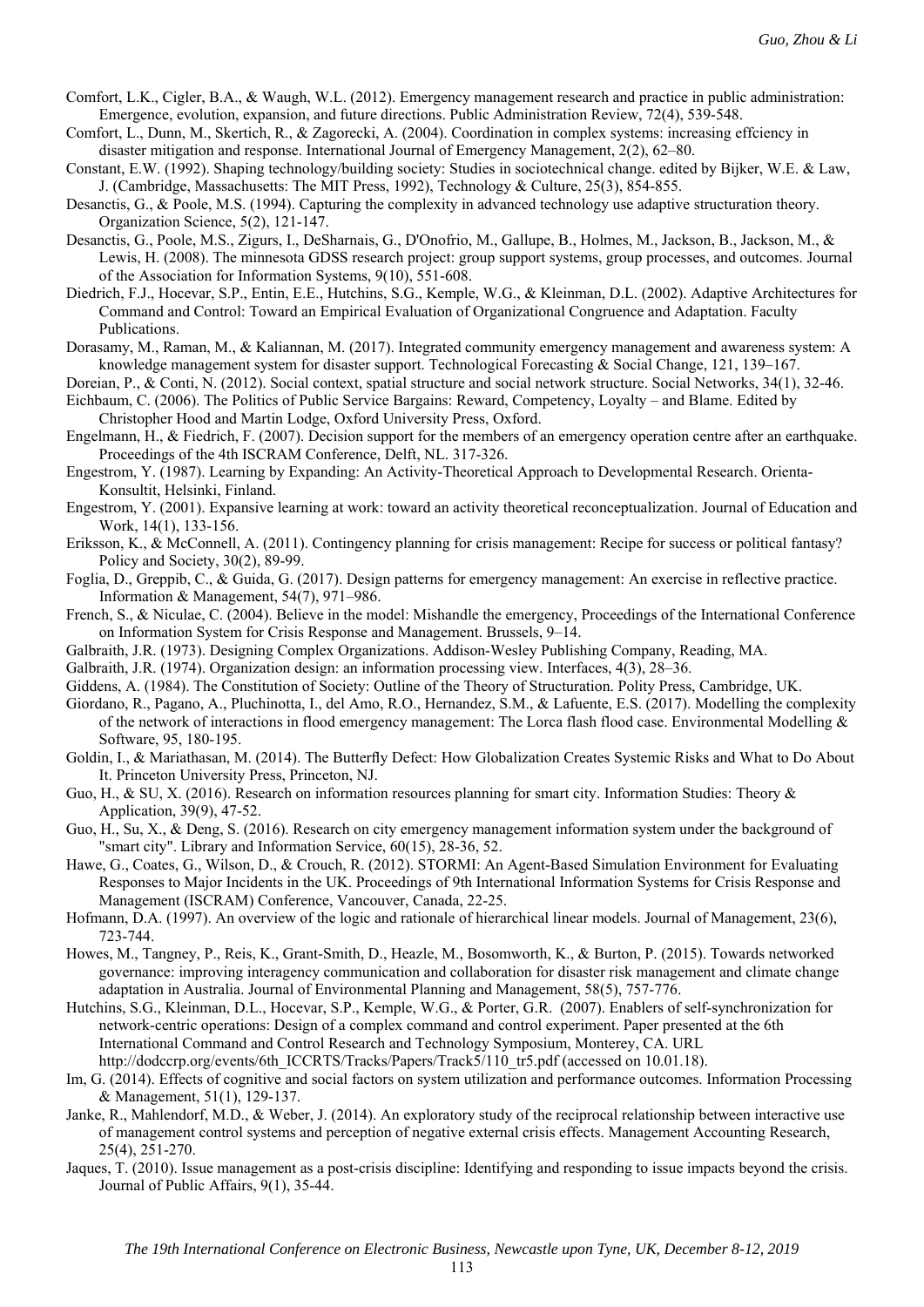Comfort, L.K., Cigler, B.A., & Waugh, W.L. (2012). Emergency management research and practice in public administration: Emergence, evolution, expansion, and future directions. Public Administration Review, 72(4), 539-548.

Comfort, L., Dunn, M., Skertich, R., & Zagorecki, A. (2004). Coordination in complex systems: increasing effciency in disaster mitigation and response. International Journal of Emergency Management, 2(2), 62–80.

Constant, E.W. (1992). Shaping technology/building society: Studies in sociotechnical change. edited by Bijker, W.E. & Law, J. (Cambridge, Massachusetts: The MIT Press, 1992), Technology & Culture, 25(3), 854-855.

Desanctis, G., & Poole, M.S. (1994). Capturing the complexity in advanced technology use adaptive structuration theory. Organization Science, 5(2), 121-147.

Desanctis, G., Poole, M.S., Zigurs, I., DeSharnais, G., D'Onofrio, M., Gallupe, B., Holmes, M., Jackson, B., Jackson, M., & Lewis, H. (2008). The minnesota GDSS research project: group support systems, group processes, and outcomes. Journal of the Association for Information Systems, 9(10), 551-608.

Diedrich, F.J., Hocevar, S.P., Entin, E.E., Hutchins, S.G., Kemple, W.G., & Kleinman, D.L. (2002). Adaptive Architectures for Command and Control: Toward an Empirical Evaluation of Organizational Congruence and Adaptation. Faculty Publications.

Dorasamy, M., Raman, M., & Kaliannan, M. (2017). Integrated community emergency management and awareness system: A knowledge management system for disaster support. Technological Forecasting & Social Change, 121, 139–167.

Doreian, P., & Conti, N. (2012). Social context, spatial structure and social network structure. Social Networks, 34(1), 32-46.

Eichbaum, C. (2006). The Politics of Public Service Bargains: Reward, Competency, Loyalty – and Blame. Edited by Christopher Hood and Martin Lodge, Oxford University Press, Oxford.

Engelmann, H., & Fiedrich, F. (2007). Decision support for the members of an emergency operation centre after an earthquake. Proceedings of the 4th ISCRAM Conference, Delft, NL. 317-326.

Engestrom, Y. (1987). Learning by Expanding: An Activity-Theoretical Approach to Developmental Research. Orienta-Konsultit, Helsinki, Finland.

Engestrom, Y. (2001). Expansive learning at work: toward an activity theoretical reconceptualization. Journal of Education and Work, 14(1), 133-156.

Eriksson, K., & McConnell, A. (2011). Contingency planning for crisis management: Recipe for success or political fantasy? Policy and Society, 30(2), 89-99.

Foglia, D., Greppib, C., & Guida, G. (2017). Design patterns for emergency management: An exercise in reflective practice. Information & Management, 54(7), 971–986.

French, S., & Niculae, C. (2004). Believe in the model: Mishandle the emergency, Proceedings of the International Conference on Information System for Crisis Response and Management. Brussels, 9–14.

Galbraith, J.R. (1973). Designing Complex Organizations. Addison-Wesley Publishing Company, Reading, MA.

Galbraith, J.R. (1974). Organization design: an information processing view. Interfaces, 4(3), 28–36.

Giddens, A. (1984). The Constitution of Society: Outline of the Theory of Structuration. Polity Press, Cambridge, UK.

Giordano, R., Pagano, A., Pluchinotta, I., del Amo, R.O., Hernandez, S.M., & Lafuente, E.S. (2017). Modelling the complexity of the network of interactions in flood emergency management: The Lorca flash flood case. Environmental Modelling & Software, 95, 180-195.

Goldin, I., & Mariathasan, M. (2014). The Butterfly Defect: How Globalization Creates Systemic Risks and What to Do About It. Princeton University Press, Princeton, NJ.

Guo, H., & SU, X. (2016). Research on information resources planning for smart city. Information Studies: Theory & Application, 39(9), 47-52.

Guo, H., Su, X., & Deng, S. (2016). Research on city emergency management information system under the background of "smart city". Library and Information Service, 60(15), 28-36, 52.

Hawe, G., Coates, G., Wilson, D., & Crouch, R. (2012). STORMI: An Agent-Based Simulation Environment for Evaluating Responses to Major Incidents in the UK. Proceedings of 9th International Information Systems for Crisis Response and Management (ISCRAM) Conference, Vancouver, Canada, 22-25.

Hofmann, D.A. (1997). An overview of the logic and rationale of hierarchical linear models. Journal of Management, 23(6), 723-744.

Howes, M., Tangney, P., Reis, K., Grant-Smith, D., Heazle, M., Bosomworth, K., & Burton, P. (2015). Towards networked governance: improving interagency communication and collaboration for disaster risk management and climate change adaptation in Australia. Journal of Environmental Planning and Management, 58(5), 757-776.

Hutchins, S.G., Kleinman, D.L., Hocevar, S.P., Kemple, W.G., & Porter, G.R. (2007). Enablers of self-synchronization for network-centric operations: Design of a complex command and control experiment. Paper presented at the 6th International Command and Control Research and Technology Symposium, Monterey, CA. URL http://dodccrp.org/events/6th_ICCRTS/Tracks/Papers/Track5/110_tr5.pdf (accessed on 10.01.18).

Im, G. (2014). Effects of cognitive and social factors on system utilization and performance outcomes. Information Processing & Management, 51(1), 129-137.

Janke, R., Mahlendorf, M.D., & Weber, J. (2014). An exploratory study of the reciprocal relationship between interactive use of management control systems and perception of negative external crisis effects. Management Accounting Research, 25(4), 251-270.

Jaques, T. (2010). Issue management as a post-crisis discipline: Identifying and responding to issue impacts beyond the crisis. Journal of Public Affairs, 9(1), 35-44.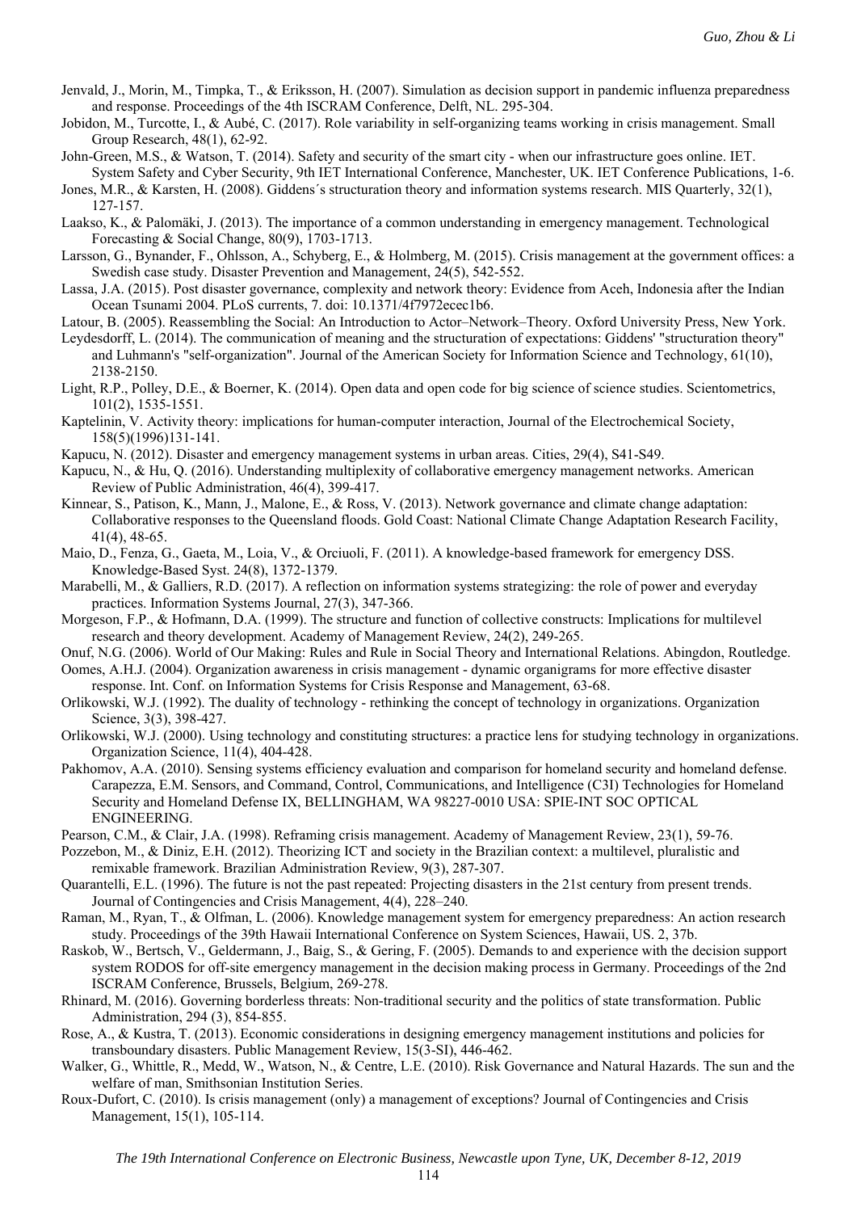Jenvald, J., Morin, M., Timpka, T., & Eriksson, H. (2007). Simulation as decision support in pandemic influenza preparedness and response. Proceedings of the 4th ISCRAM Conference, Delft, NL. 295-304.

Jobidon, M., Turcotte, I., & Aubé, C. (2017). Role variability in self-organizing teams working in crisis management. Small Group Research, 48(1), 62-92.

John-Green, M.S., & Watson, T. (2014). Safety and security of the smart city - when our infrastructure goes online. IET. System Safety and Cyber Security, 9th IET International Conference, Manchester, UK. IET Conference Publications, 1-6.

Jones, M.R., & Karsten, H. (2008). Giddens´s structuration theory and information systems research. MIS Quarterly, 32(1), 127-157.

Laakso, K., & Palomäki, J. (2013). The importance of a common understanding in emergency management. Technological Forecasting & Social Change, 80(9), 1703-1713.

Larsson, G., Bynander, F., Ohlsson, A., Schyberg, E., & Holmberg, M. (2015). Crisis management at the government offices: a Swedish case study. Disaster Prevention and Management, 24(5), 542-552.

Lassa, J.A. (2015). Post disaster governance, complexity and network theory: Evidence from Aceh, Indonesia after the Indian Ocean Tsunami 2004. PLoS currents, 7. doi: 10.1371/4f7972ecec1b6.

Latour, B. (2005). Reassembling the Social: An Introduction to Actor–Network–Theory. Oxford University Press, New York.

Leydesdorff, L. (2014). The communication of meaning and the structuration of expectations: Giddens' "structuration theory" and Luhmann's "self-organization". Journal of the American Society for Information Science and Technology, 61(10), 2138-2150.

Light, R.P., Polley, D.E., & Boerner, K. (2014). Open data and open code for big science of science studies. Scientometrics, 101(2), 1535-1551.

Kaptelinin, V. Activity theory: implications for human-computer interaction, Journal of the Electrochemical Society, 158(5)(1996)131-141.

Kapucu, N. (2012). Disaster and emergency management systems in urban areas. Cities, 29(4), S41-S49.

Kapucu, N., & Hu, Q. (2016). Understanding multiplexity of collaborative emergency management networks. American Review of Public Administration, 46(4), 399-417.

Kinnear, S., Patison, K., Mann, J., Malone, E., & Ross, V. (2013). Network governance and climate change adaptation: Collaborative responses to the Queensland floods. Gold Coast: National Climate Change Adaptation Research Facility, 41(4), 48-65.

Maio, D., Fenza, G., Gaeta, M., Loia, V., & Orciuoli, F. (2011). A knowledge-based framework for emergency DSS. Knowledge-Based Syst. 24(8), 1372-1379.

Marabelli, M., & Galliers, R.D. (2017). A reflection on information systems strategizing: the role of power and everyday practices. Information Systems Journal, 27(3), 347-366.

Morgeson, F.P., & Hofmann, D.A. (1999). The structure and function of collective constructs: Implications for multilevel research and theory development. Academy of Management Review, 24(2), 249-265.

Onuf, N.G. (2006). World of Our Making: Rules and Rule in Social Theory and International Relations. Abingdon, Routledge.

Oomes, A.H.J. (2004). Organization awareness in crisis management - dynamic organigrams for more effective disaster response. Int. Conf. on Information Systems for Crisis Response and Management, 63-68.

Orlikowski, W.J. (1992). The duality of technology - rethinking the concept of technology in organizations. Organization Science, 3(3), 398-427.

Orlikowski, W.J. (2000). Using technology and constituting structures: a practice lens for studying technology in organizations. Organization Science, 11(4), 404-428.

Pakhomov, A.A. (2010). Sensing systems efficiency evaluation and comparison for homeland security and homeland defense. Carapezza, E.M. Sensors, and Command, Control, Communications, and Intelligence (C3I) Technologies for Homeland Security and Homeland Defense IX, BELLINGHAM, WA 98227-0010 USA: SPIE-INT SOC OPTICAL ENGINEERING.

Pearson, C.M., & Clair, J.A. (1998). Reframing crisis management. Academy of Management Review, 23(1), 59-76.

Pozzebon, M., & Diniz, E.H. (2012). Theorizing ICT and society in the Brazilian context: a multilevel, pluralistic and remixable framework. Brazilian Administration Review, 9(3), 287-307.

Quarantelli, E.L. (1996). The future is not the past repeated: Projecting disasters in the 21st century from present trends. Journal of Contingencies and Crisis Management, 4(4), 228–240.

Raman, M., Ryan, T., & Olfman, L. (2006). Knowledge management system for emergency preparedness: An action research study. Proceedings of the 39th Hawaii International Conference on System Sciences, Hawaii, US. 2, 37b.

Raskob, W., Bertsch, V., Geldermann, J., Baig, S., & Gering, F. (2005). Demands to and experience with the decision support system RODOS for off-site emergency management in the decision making process in Germany. Proceedings of the 2nd ISCRAM Conference, Brussels, Belgium, 269-278.

Rhinard, M. (2016). Governing borderless threats: Non-traditional security and the politics of state transformation. Public Administration, 294 (3), 854-855.

Rose, A., & Kustra, T. (2013). Economic considerations in designing emergency management institutions and policies for transboundary disasters. Public Management Review, 15(3-SI), 446-462.

Walker, G., Whittle, R., Medd, W., Watson, N., & Centre, L.E. (2010). Risk Governance and Natural Hazards. The sun and the welfare of man, Smithsonian Institution Series.

Roux-Dufort, C. (2010). Is crisis management (only) a management of exceptions? Journal of Contingencies and Crisis Management, 15(1), 105-114.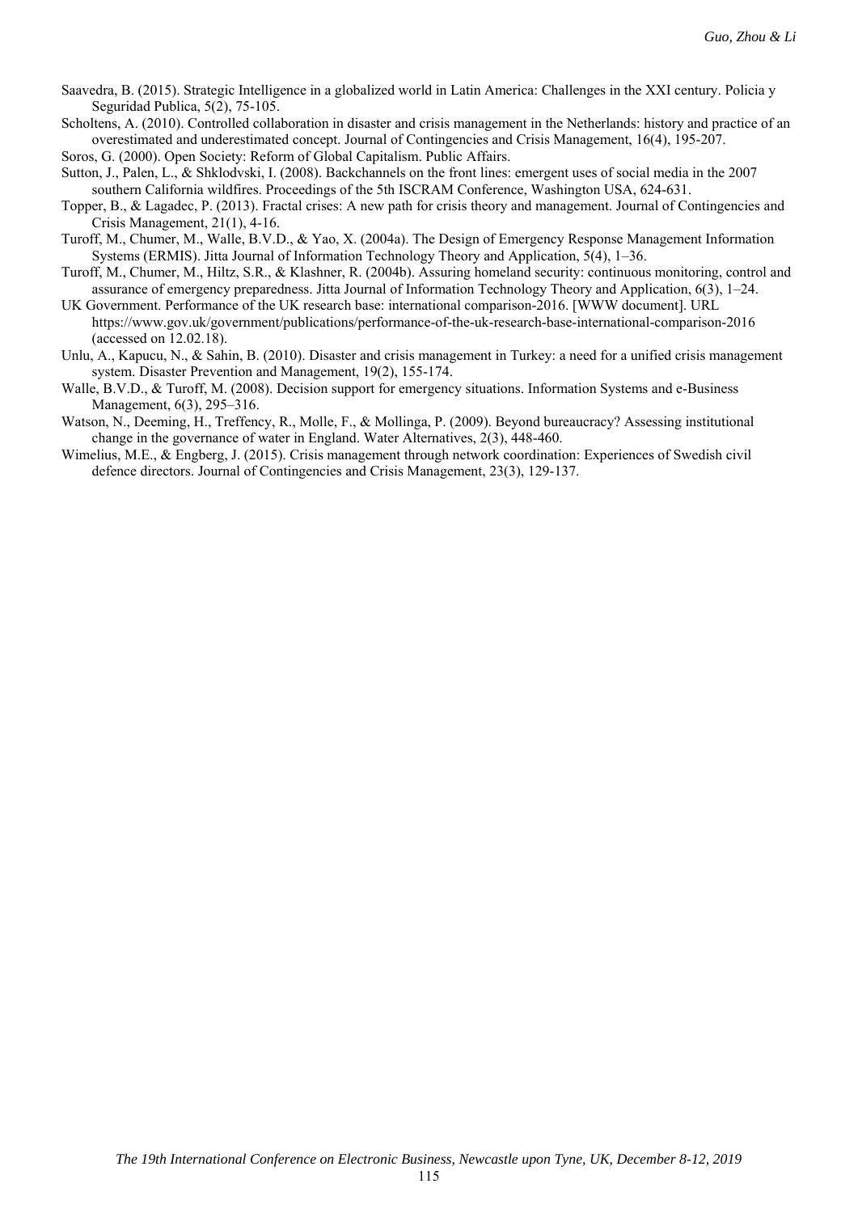Saavedra, B. (2015). Strategic Intelligence in a globalized world in Latin America: Challenges in the XXI century. Policia y Seguridad Publica, 5(2), 75-105.

Scholtens, A. (2010). Controlled collaboration in disaster and crisis management in the Netherlands: history and practice of an overestimated and underestimated concept. Journal of Contingencies and Crisis Management, 16(4), 195-207.

Soros, G. (2000). Open Society: Reform of Global Capitalism. Public Affairs.

Sutton, J., Palen, L., & Shklodvski, I. (2008). Backchannels on the front lines: emergent uses of social media in the 2007 southern California wildfires. Proceedings of the 5th ISCRAM Conference, Washington USA, 624-631.

Topper, B., & Lagadec, P. (2013). Fractal crises: A new path for crisis theory and management. Journal of Contingencies and Crisis Management, 21(1), 4-16.

Turoff, M., Chumer, M., Walle, B.V.D., & Yao, X. (2004a). The Design of Emergency Response Management Information Systems (ERMIS). Jitta Journal of Information Technology Theory and Application, 5(4), 1–36.

Turoff, M., Chumer, M., Hiltz, S.R., & Klashner, R. (2004b). Assuring homeland security: continuous monitoring, control and assurance of emergency preparedness. Jitta Journal of Information Technology Theory and Application, 6(3), 1–24.

UK Government. Performance of the UK research base: international comparison-2016. [WWW document]. URL https://www.gov.uk/government/publications/performance-of-the-uk-research-base-international-comparison-2016 (accessed on 12.02.18).

Unlu, A., Kapucu, N., & Sahin, B. (2010). Disaster and crisis management in Turkey: a need for a unified crisis management system. Disaster Prevention and Management, 19(2), 155-174.

Walle, B.V.D., & Turoff, M. (2008). Decision support for emergency situations. Information Systems and e-Business Management, 6(3), 295–316.

Watson, N., Deeming, H., Treffency, R., Molle, F., & Mollinga, P. (2009). Beyond bureaucracy? Assessing institutional change in the governance of water in England. Water Alternatives, 2(3), 448-460.

Wimelius, M.E., & Engberg, J. (2015). Crisis management through network coordination: Experiences of Swedish civil defence directors. Journal of Contingencies and Crisis Management, 23(3), 129-137.